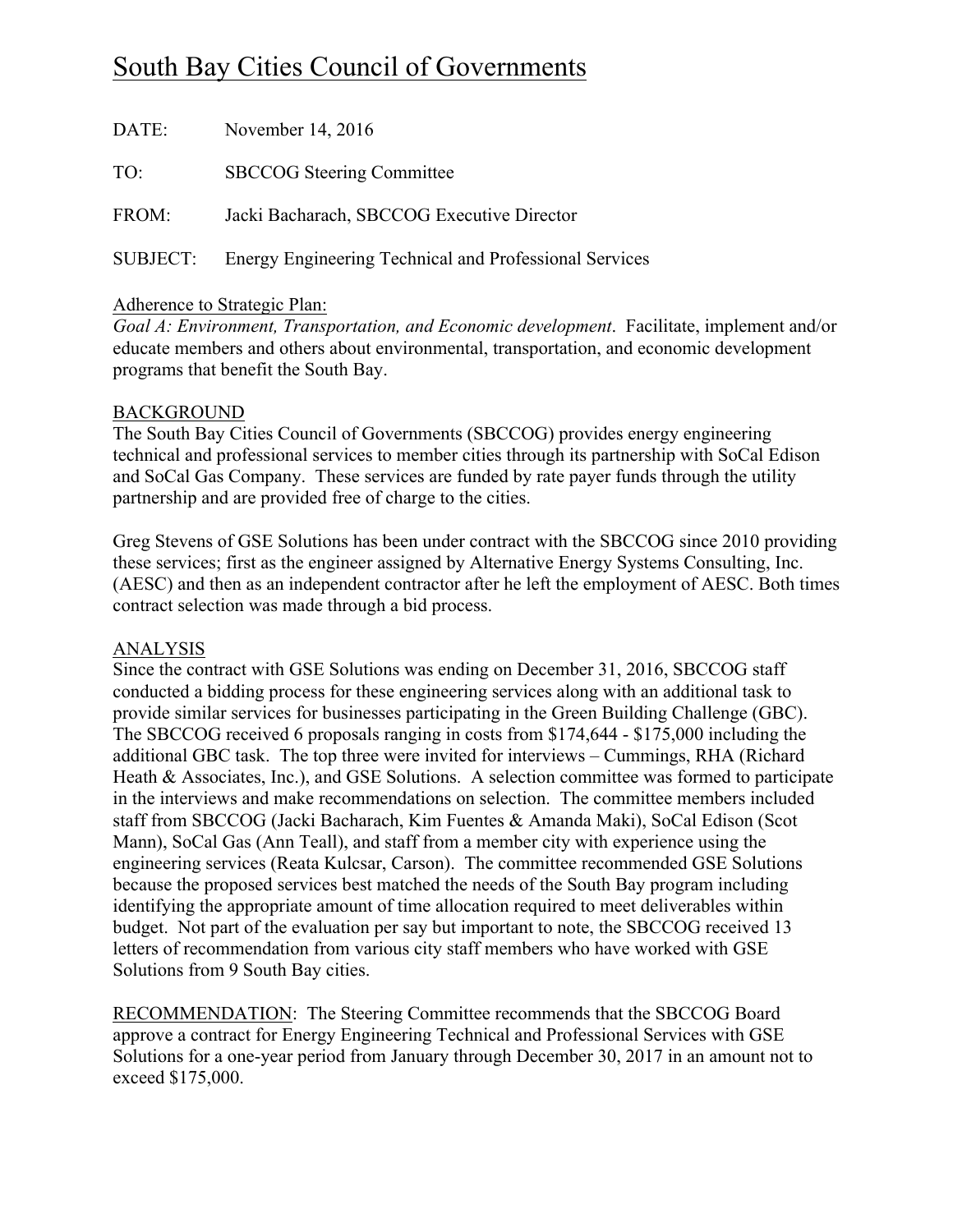# South Bay Cities Council of Governments

DATE: November 14, 2016

TO: SBCCOG Steering Committee

FROM: Jacki Bacharach, SBCCOG Executive Director

SUBJECT: Energy Engineering Technical and Professional Services

Adherence to Strategic Plan:
*Goal A: Environment, Transportation, and Economic development*. Facilitate, implement and/or educate members and others about environmental, transportation, and economic development programs that benefit the South Bay.

## BACKGROUND

The South Bay Cities Council of Governments (SBCCOG) provides energy engineering technical and professional services to member cities through its partnership with SoCal Edison and SoCal Gas Company. These services are funded by rate payer funds through the utility partnership and are provided free of charge to the cities.

Greg Stevens of GSE Solutions has been under contract with the SBCCOG since 2010 providing these services; first as the engineer assigned by Alternative Energy Systems Consulting, Inc. (AESC) and then as an independent contractor after he left the employment of AESC. Both times contract selection was made through a bid process.

## ANALYSIS

Since the contract with GSE Solutions was ending on December 31, 2016, SBCCOG staff conducted a bidding process for these engineering services along with an additional task to provide similar services for businesses participating in the Green Building Challenge (GBC). The SBCCOG received 6 proposals ranging in costs from $174,644 - $175,000 including the additional GBC task. The top three were invited for interviews – Cummings, RHA (Richard Heath & Associates, Inc.), and GSE Solutions. A selection committee was formed to participate in the interviews and make recommendations on selection. The committee members included staff from SBCCOG (Jacki Bacharach, Kim Fuentes & Amanda Maki), SoCal Edison (Scot Mann), SoCal Gas (Ann Teall), and staff from a member city with experience using the engineering services (Reata Kulcsar, Carson). The committee recommended GSE Solutions because the proposed services best matched the needs of the South Bay program including identifying the appropriate amount of time allocation required to meet deliverables within budget. Not part of the evaluation per say but important to note, the SBCCOG received 13 letters of recommendation from various city staff members who have worked with GSE Solutions from 9 South Bay cities.

RECOMMENDATION: The Steering Committee recommends that the SBCCOG Board approve a contract for Energy Engineering Technical and Professional Services with GSE Solutions for a one-year period from January through December 30, 2017 in an amount not to exceed $175,000.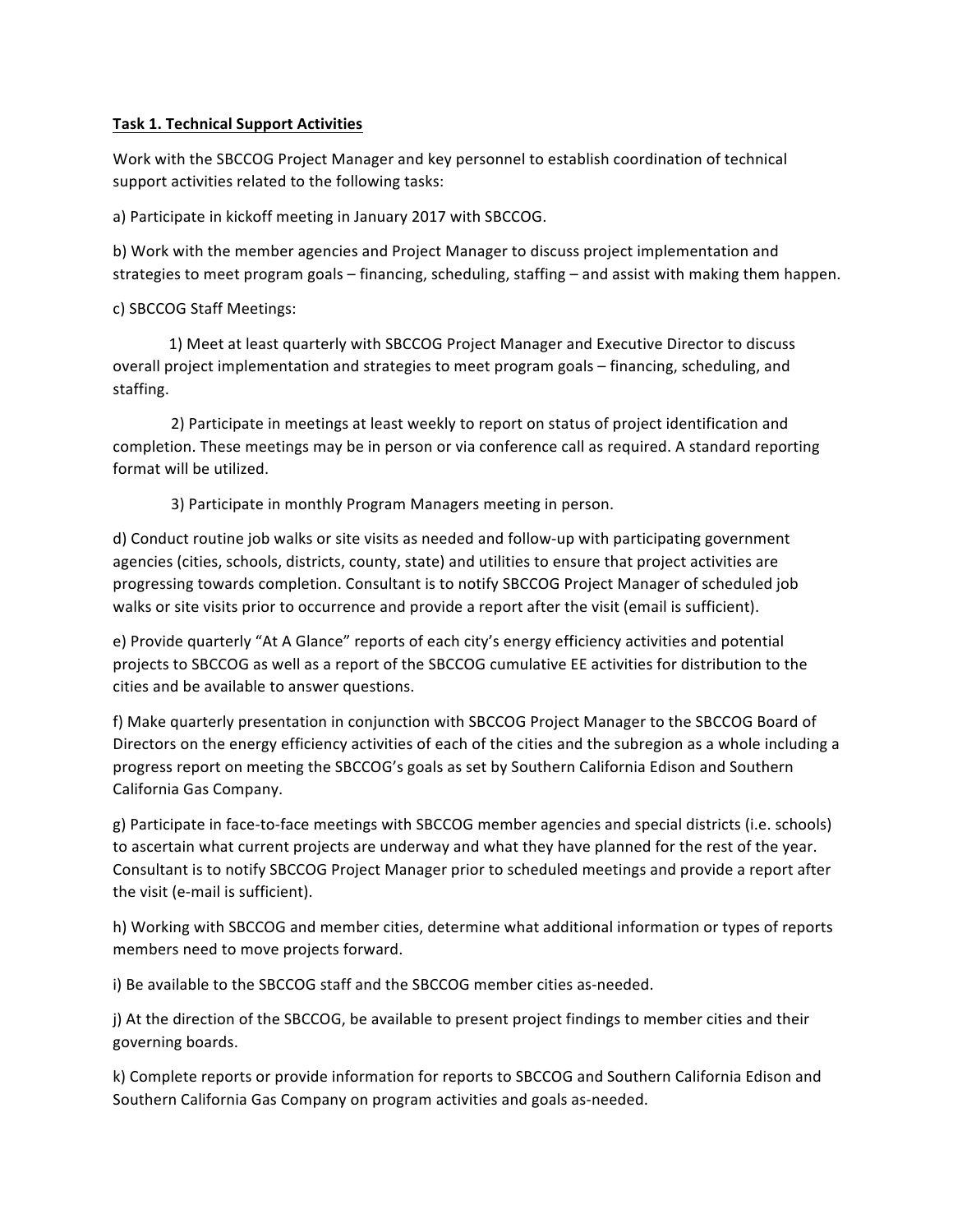**Task 1. Technical Support Activities**

Work with the SBCCOG Project Manager and key personnel to establish coordination of technical support activities related to the following tasks:

a) Participate in kickoff meeting in January 2017 with SBCCOG.

b) Work with the member agencies and Project Manager to discuss project implementation and strategies to meet program goals – financing, scheduling, staffing – and assist with making them happen.

c) SBCCOG Staff Meetings:

1) Meet at least quarterly with SBCCOG Project Manager and Executive Director to discuss overall project implementation and strategies to meet program goals – financing, scheduling, and staffing.

2) Participate in meetings at least weekly to report on status of project identification and completion. These meetings may be in person or via conference call as required. A standard reporting format will be utilized.

3) Participate in monthly Program Managers meeting in person.

d) Conduct routine job walks or site visits as needed and follow-up with participating government agencies (cities, schools, districts, county, state) and utilities to ensure that project activities are progressing towards completion. Consultant is to notify SBCCOG Project Manager of scheduled job walks or site visits prior to occurrence and provide a report after the visit (email is sufficient).

e) Provide quarterly "At A Glance" reports of each city's energy efficiency activities and potential projects to SBCCOG as well as a report of the SBCCOG cumulative EE activities for distribution to the cities and be available to answer questions.

f) Make quarterly presentation in conjunction with SBCCOG Project Manager to the SBCCOG Board of Directors on the energy efficiency activities of each of the cities and the subregion as a whole including a progress report on meeting the SBCCOG's goals as set by Southern California Edison and Southern California Gas Company.

g) Participate in face-to-face meetings with SBCCOG member agencies and special districts (i.e. schools) to ascertain what current projects are underway and what they have planned for the rest of the year. Consultant is to notify SBCCOG Project Manager prior to scheduled meetings and provide a report after the visit (e-mail is sufficient).

h) Working with SBCCOG and member cities, determine what additional information or types of reports members need to move projects forward.

i) Be available to the SBCCOG staff and the SBCCOG member cities as-needed.

j) At the direction of the SBCCOG, be available to present project findings to member cities and their governing boards.

k) Complete reports or provide information for reports to SBCCOG and Southern California Edison and Southern California Gas Company on program activities and goals as-needed.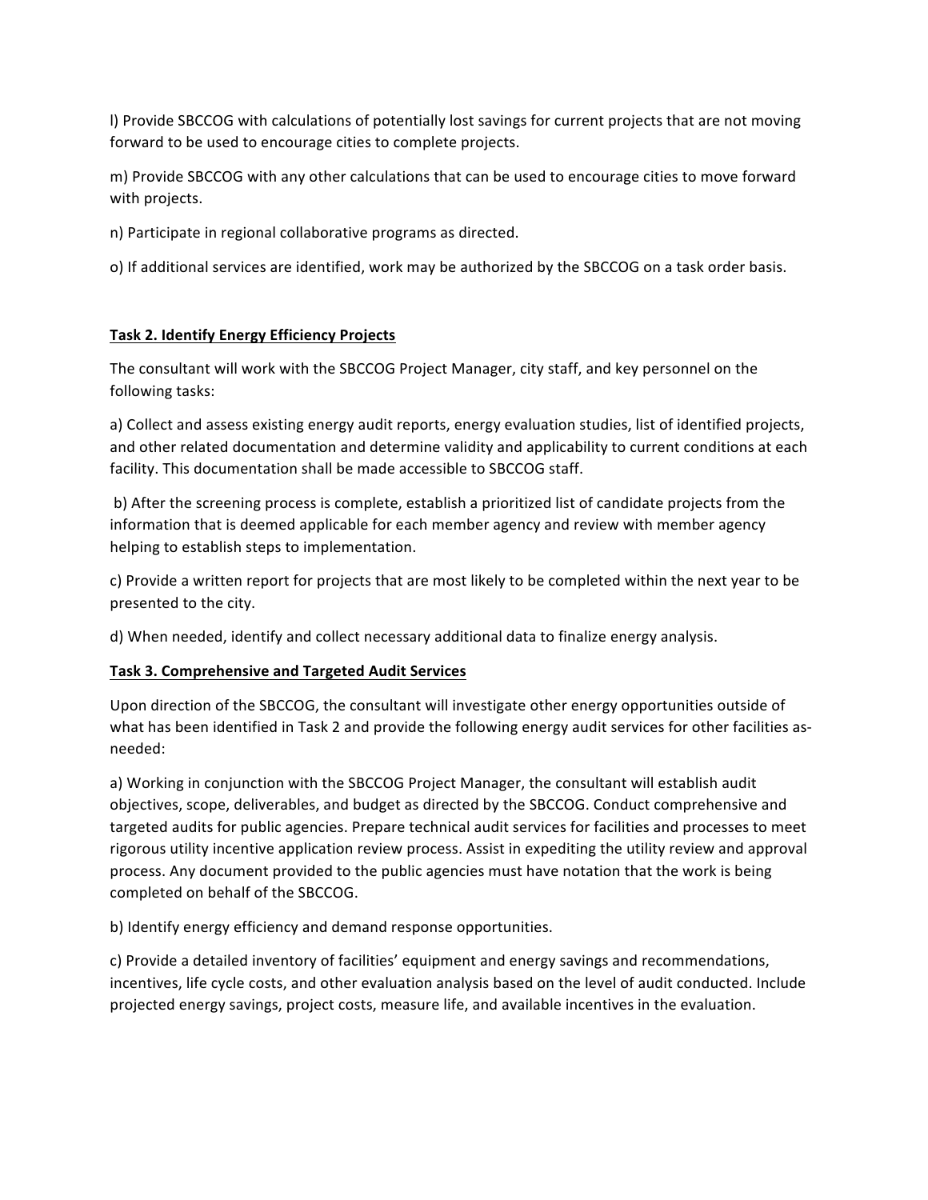l) Provide SBCCOG with calculations of potentially lost savings for current projects that are not moving forward to be used to encourage cities to complete projects.

m) Provide SBCCOG with any other calculations that can be used to encourage cities to move forward with projects.

n) Participate in regional collaborative programs as directed.

o) If additional services are identified, work may be authorized by the SBCCOG on a task order basis.

**Task 2. Identify Energy Efficiency Projects**

The consultant will work with the SBCCOG Project Manager, city staff, and key personnel on the following tasks:

a) Collect and assess existing energy audit reports, energy evaluation studies, list of identified projects, and other related documentation and determine validity and applicability to current conditions at each facility. This documentation shall be made accessible to SBCCOG staff.

b) After the screening process is complete, establish a prioritized list of candidate projects from the information that is deemed applicable for each member agency and review with member agency helping to establish steps to implementation.

c) Provide a written report for projects that are most likely to be completed within the next year to be presented to the city.

d) When needed, identify and collect necessary additional data to finalize energy analysis.

**Task 3. Comprehensive and Targeted Audit Services**

Upon direction of the SBCCOG, the consultant will investigate other energy opportunities outside of what has been identified in Task 2 and provide the following energy audit services for other facilities as-needed:

a) Working in conjunction with the SBCCOG Project Manager, the consultant will establish audit objectives, scope, deliverables, and budget as directed by the SBCCOG. Conduct comprehensive and targeted audits for public agencies. Prepare technical audit services for facilities and processes to meet rigorous utility incentive application review process. Assist in expediting the utility review and approval process. Any document provided to the public agencies must have notation that the work is being completed on behalf of the SBCCOG.

b) Identify energy efficiency and demand response opportunities.

c) Provide a detailed inventory of facilities' equipment and energy savings and recommendations, incentives, life cycle costs, and other evaluation analysis based on the level of audit conducted. Include projected energy savings, project costs, measure life, and available incentives in the evaluation.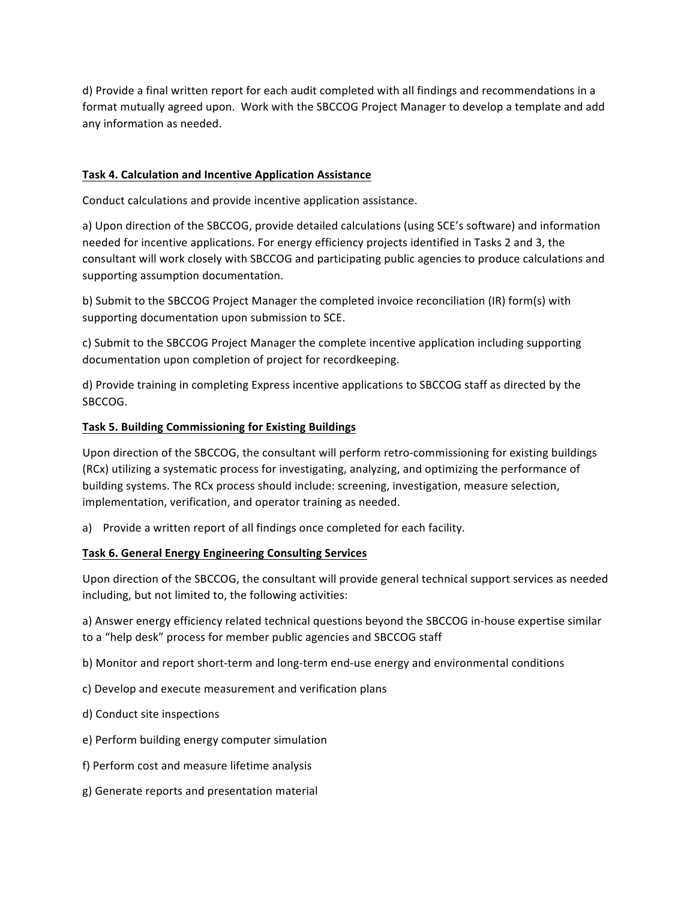d) Provide a final written report for each audit completed with all findings and recommendations in a format mutually agreed upon. Work with the SBCCOG Project Manager to develop a template and add any information as needed.

**Task 4. Calculation and Incentive Application Assistance**

Conduct calculations and provide incentive application assistance.

a) Upon direction of the SBCCOG, provide detailed calculations (using SCE's software) and information needed for incentive applications. For energy efficiency projects identified in Tasks 2 and 3, the consultant will work closely with SBCCOG and participating public agencies to produce calculations and supporting assumption documentation.

b) Submit to the SBCCOG Project Manager the completed invoice reconciliation (IR) form(s) with supporting documentation upon submission to SCE.

c) Submit to the SBCCOG Project Manager the complete incentive application including supporting documentation upon completion of project for recordkeeping.

d) Provide training in completing Express incentive applications to SBCCOG staff as directed by the SBCCOG.

**Task 5. Building Commissioning for Existing Buildings**

Upon direction of the SBCCOG, the consultant will perform retro-commissioning for existing buildings (RCx) utilizing a systematic process for investigating, analyzing, and optimizing the performance of building systems. The RCx process should include: screening, investigation, measure selection, implementation, verification, and operator training as needed.

a) Provide a written report of all findings once completed for each facility.

**Task 6. General Energy Engineering Consulting Services**

Upon direction of the SBCCOG, the consultant will provide general technical support services as needed including, but not limited to, the following activities:

a) Answer energy efficiency related technical questions beyond the SBCCOG in-house expertise similar to a "help desk" process for member public agencies and SBCCOG staff

b) Monitor and report short-term and long-term end-use energy and environmental conditions

c) Develop and execute measurement and verification plans

d) Conduct site inspections

e) Perform building energy computer simulation

f) Perform cost and measure lifetime analysis

g) Generate reports and presentation material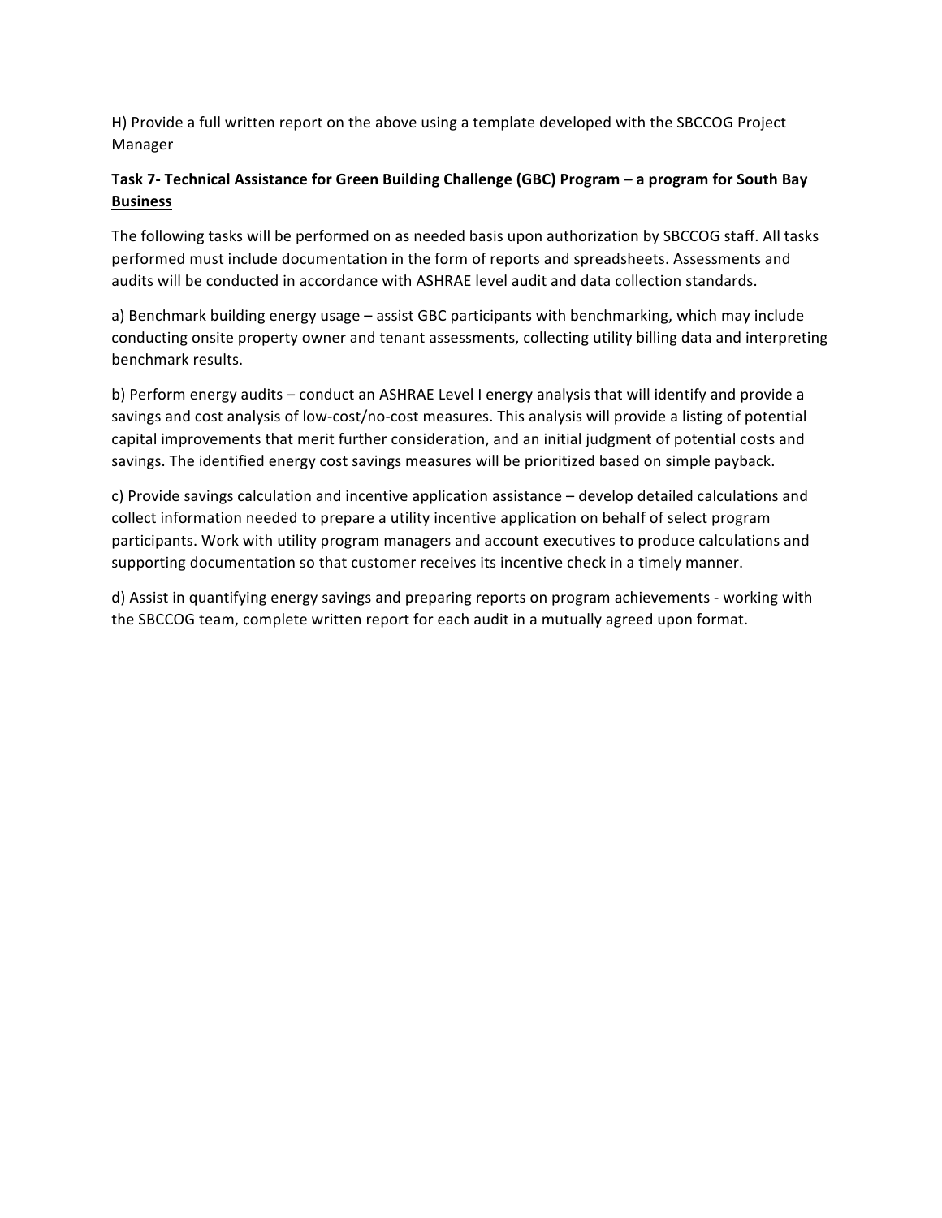H) Provide a full written report on the above using a template developed with the SBCCOG Project Manager

**<u>Task 7- Technical Assistance for Green Building Challenge (GBC) Program – a program for South Bay Business</u>**

The following tasks will be performed on as needed basis upon authorization by SBCCOG staff. All tasks performed must include documentation in the form of reports and spreadsheets. Assessments and audits will be conducted in accordance with ASHRAE level audit and data collection standards.

a) Benchmark building energy usage – assist GBC participants with benchmarking, which may include conducting onsite property owner and tenant assessments, collecting utility billing data and interpreting benchmark results.

b) Perform energy audits – conduct an ASHRAE Level I energy analysis that will identify and provide a savings and cost analysis of low-cost/no-cost measures. This analysis will provide a listing of potential capital improvements that merit further consideration, and an initial judgment of potential costs and savings. The identified energy cost savings measures will be prioritized based on simple payback.

c) Provide savings calculation and incentive application assistance – develop detailed calculations and collect information needed to prepare a utility incentive application on behalf of select program participants. Work with utility program managers and account executives to produce calculations and supporting documentation so that customer receives its incentive check in a timely manner.

d) Assist in quantifying energy savings and preparing reports on program achievements - working with the SBCCOG team, complete written report for each audit in a mutually agreed upon format.